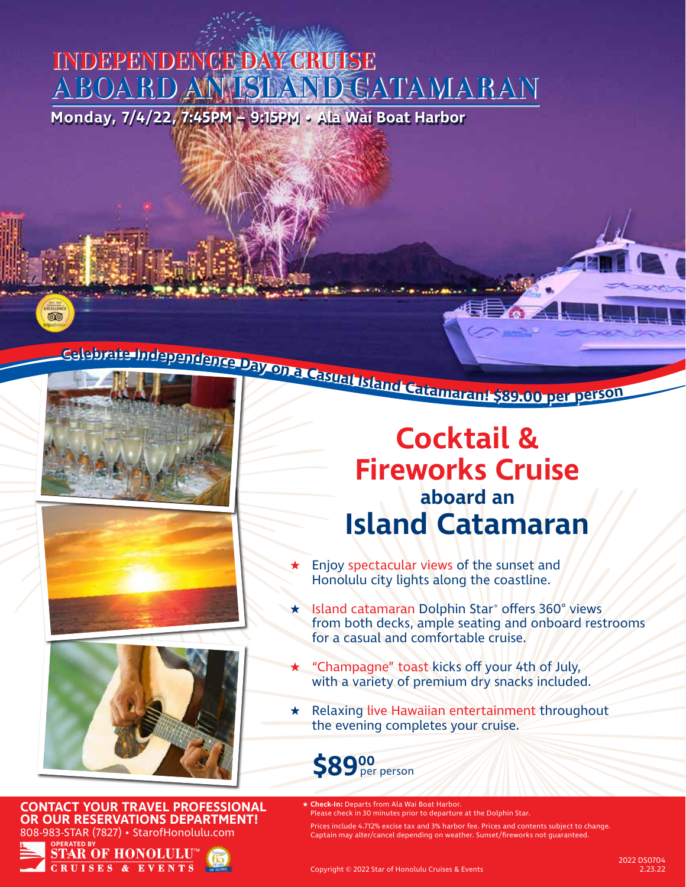# INDEPENDENCE DAY CRUISE ABOARD AN ISLAND CATAMARAN

**Monday, 7/4/22, 7:45PM – 9:15PM • Ala Wai Boat Harbor**

**Celebrate Independence Day on a Casual Island Catamaran! $89.00 per person**

## Cocktail & Fireworks Cruise aboard an Island Catamaran

- ★ Enjoy spectacular views of the sunset and Honolulu city lights along the coastline.
- ★ Island catamaran Dolphin Star® offers 360° views from both decks, ample seating and onboard restrooms for a casual and comfortable cruise.
- ★ "Champagne" toast kicks off your 4th of July, with a variety of premium dry snacks included.
- ★ Relaxing live Hawaiian entertainment throughout the evening completes your cruise.

**$89.00 per person**

**CONTACT YOUR TRAVEL PROFESSIONAL OR OUR RESERVATIONS DEPARTMENT!**
808-983-STAR (7827) • StarofHonolulu.com

OPERATED BY STAR OF HONOLULU™ CRUISES & EVENTS

★ **Check-In:** Departs from Ala Wai Boat Harbor.
Please check in 30 minutes prior to departure at the Dolphin Star.

Prices include 4.712% excise tax and 3% harbor fee. Prices and contents subject to change. Captain may alter/cancel depending on weather. Sunset/fireworks not guaranteed.

Copyright © 2022 Star of Honolulu Cruises & Events

2022 DS0704
2.23.22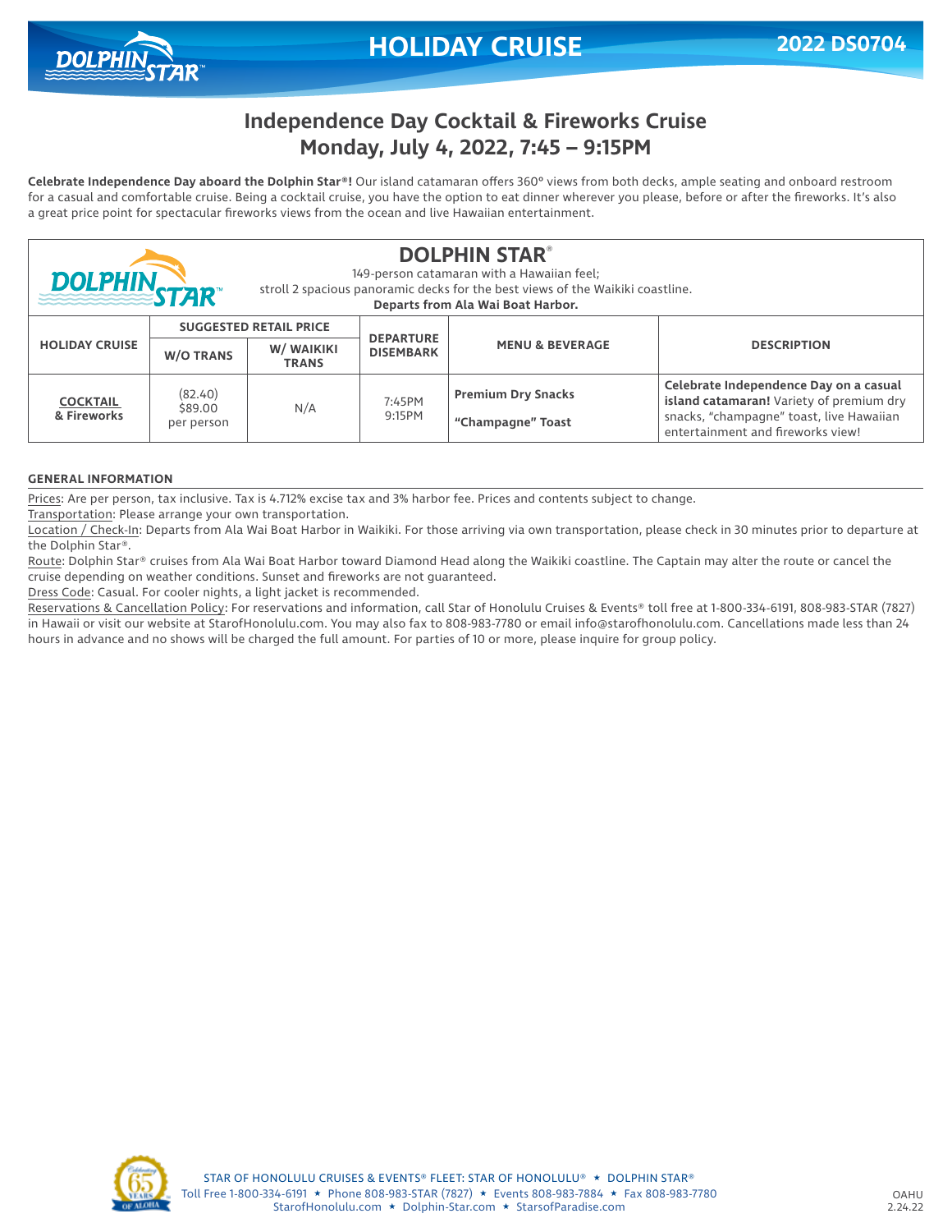# HOLIDAY CRUISE

2022 DS0704

## Independence Day Cocktail & Fireworks Cruise
## Monday, July 4, 2022, 7:45 – 9:15PM

**Celebrate Independence Day aboard the Dolphin Star®!** Our island catamaran offers 360º views from both decks, ample seating and onboard restroom for a casual and comfortable cruise. Being a cocktail cruise, you have the option to eat dinner wherever you please, before or after the fireworks. It's also a great price point for spectacular fireworks views from the ocean and live Hawaiian entertainment.

### DOLPHIN STAR®

149-person catamaran with a Hawaiian feel;
stroll 2 spacious panoramic decks for the best views of the Waikiki coastline.
**Departs from Ala Wai Boat Harbor.**

| HOLIDAY CRUISE | SUGGESTED RETAIL PRICE | | DEPARTURE DISEMBARK | MENU & BEVERAGE | DESCRIPTION |
|---|---|---|---|---|---|
| | W/O TRANS | W/ WAIKIKI TRANS | | | |
| **COCKTAIL & Fireworks** | (82.40) $89.00 per person | N/A | 7:45PM 9:15PM | **Premium Dry Snacks** **"Champagne" Toast** | **Celebrate Independence Day on a casual island catamaran!** Variety of premium dry snacks, "champagne" toast, live Hawaiian entertainment and fireworks view! |

**GENERAL INFORMATION**

Prices: Are per person, tax inclusive. Tax is 4.712% excise tax and 3% harbor fee. Prices and contents subject to change.
Transportation: Please arrange your own transportation.
Location / Check-In: Departs from Ala Wai Boat Harbor in Waikiki. For those arriving via own transportation, please check in 30 minutes prior to departure at the Dolphin Star®.
Route: Dolphin Star® cruises from Ala Wai Boat Harbor toward Diamond Head along the Waikiki coastline. The Captain may alter the route or cancel the cruise depending on weather conditions. Sunset and fireworks are not guaranteed.
Dress Code: Casual. For cooler nights, a light jacket is recommended.
Reservations & Cancellation Policy: For reservations and information, call Star of Honolulu Cruises & Events® toll free at 1-800-334-6191, 808-983-STAR (7827) in Hawaii or visit our website at StarofHonolulu.com. You may also fax to 808-983-7780 or email info@starofhonolulu.com. Cancellations made less than 24 hours in advance and no shows will be charged the full amount. For parties of 10 or more, please inquire for group policy.

STAR OF HONOLULU CRUISES & EVENTS® FLEET: STAR OF HONOLULU® ★ DOLPHIN STAR®
Toll Free 1-800-334-6191 ★ Phone 808-983-STAR (7827) ★ Events 808-983-7884 ★ Fax 808-983-7780
StarofHonolulu.com ★ Dolphin-Star.com ★ StarsofParadise.com

OAHU
2.24.22